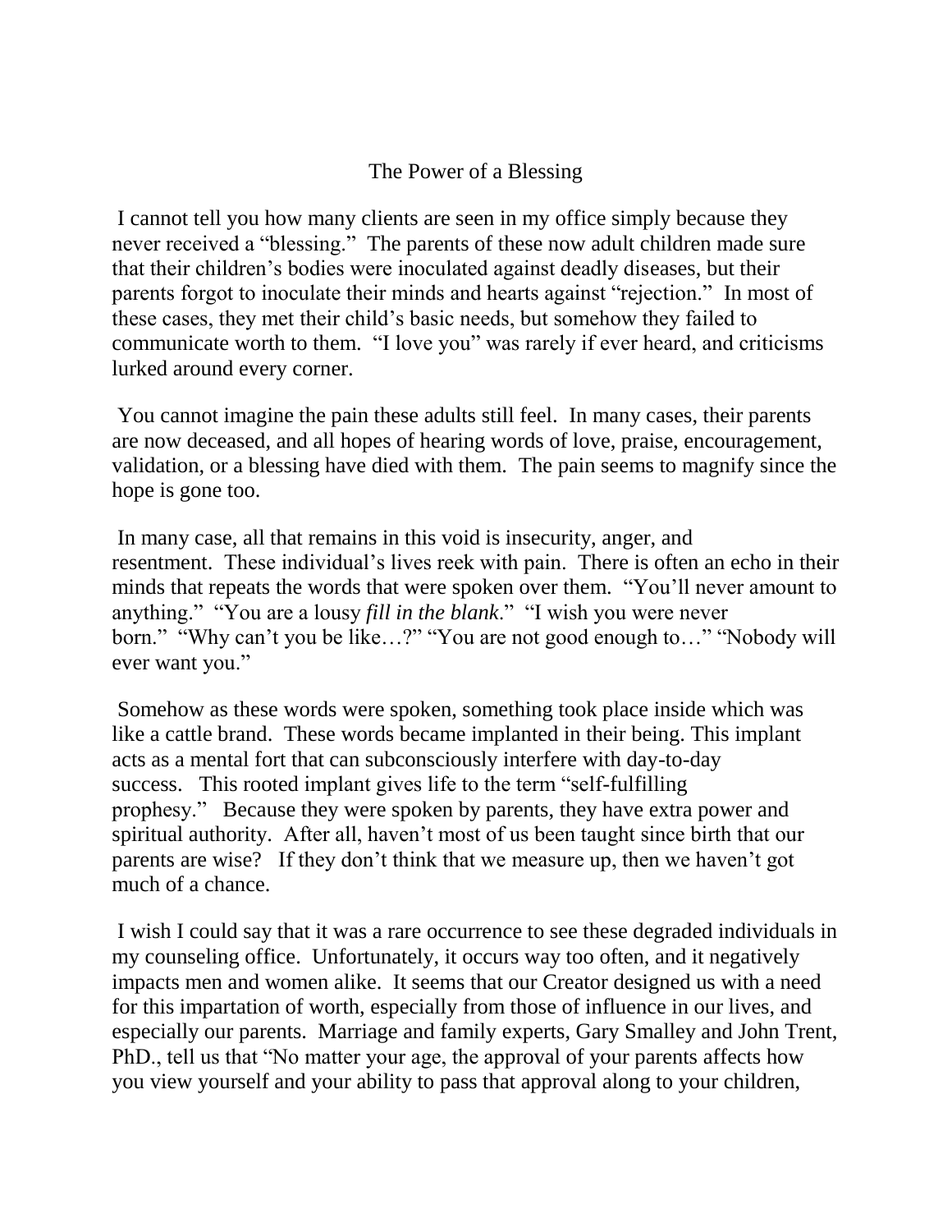# The Power of a Blessing

I cannot tell you how many clients are seen in my office simply because they never received a "blessing." The parents of these now adult children made sure that their children's bodies were inoculated against deadly diseases, but their parents forgot to inoculate their minds and hearts against "rejection." In most of these cases, they met their child's basic needs, but somehow they failed to communicate worth to them. "I love you" was rarely if ever heard, and criticisms lurked around every corner.

You cannot imagine the pain these adults still feel. In many cases, their parents are now deceased, and all hopes of hearing words of love, praise, encouragement, validation, or a blessing have died with them. The pain seems to magnify since the hope is gone too.

In many case, all that remains in this void is insecurity, anger, and resentment. These individual's lives reek with pain. There is often an echo in their minds that repeats the words that were spoken over them. "You'll never amount to anything." "You are a lousy *fill in the blank*." "I wish you were never born." "Why can't you be like…?" "You are not good enough to…" "Nobody will ever want you."

Somehow as these words were spoken, something took place inside which was like a cattle brand. These words became implanted in their being. This implant acts as a mental fort that can subconsciously interfere with day-to-day success. This rooted implant gives life to the term "self-fulfilling prophesy." Because they were spoken by parents, they have extra power and spiritual authority. After all, haven't most of us been taught since birth that our parents are wise? If they don't think that we measure up, then we haven't got much of a chance.

I wish I could say that it was a rare occurrence to see these degraded individuals in my counseling office. Unfortunately, it occurs way too often, and it negatively impacts men and women alike. It seems that our Creator designed us with a need for this impartation of worth, especially from those of influence in our lives, and especially our parents. Marriage and family experts, Gary Smalley and John Trent, PhD., tell us that "No matter your age, the approval of your parents affects how you view yourself and your ability to pass that approval along to your children,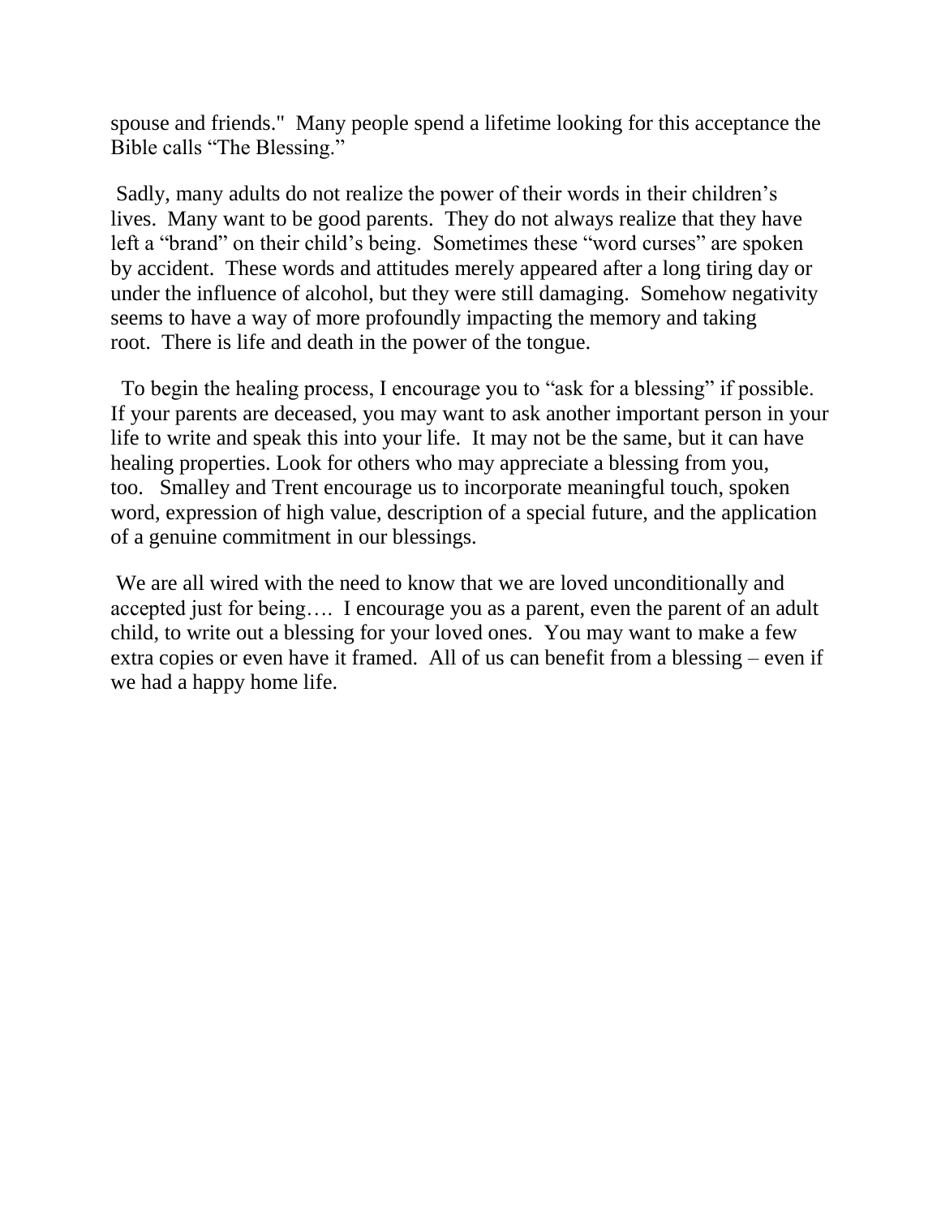spouse and friends." Many people spend a lifetime looking for this acceptance the Bible calls "The Blessing."

Sadly, many adults do not realize the power of their words in their children's lives. Many want to be good parents. They do not always realize that they have left a "brand" on their child's being. Sometimes these "word curses" are spoken by accident. These words and attitudes merely appeared after a long tiring day or under the influence of alcohol, but they were still damaging. Somehow negativity seems to have a way of more profoundly impacting the memory and taking root. There is life and death in the power of the tongue.

To begin the healing process, I encourage you to "ask for a blessing" if possible. If your parents are deceased, you may want to ask another important person in your life to write and speak this into your life. It may not be the same, but it can have healing properties. Look for others who may appreciate a blessing from you, too. Smalley and Trent encourage us to incorporate meaningful touch, spoken word, expression of high value, description of a special future, and the application of a genuine commitment in our blessings.

We are all wired with the need to know that we are loved unconditionally and accepted just for being…. I encourage you as a parent, even the parent of an adult child, to write out a blessing for your loved ones. You may want to make a few extra copies or even have it framed. All of us can benefit from a blessing – even if we had a happy home life.